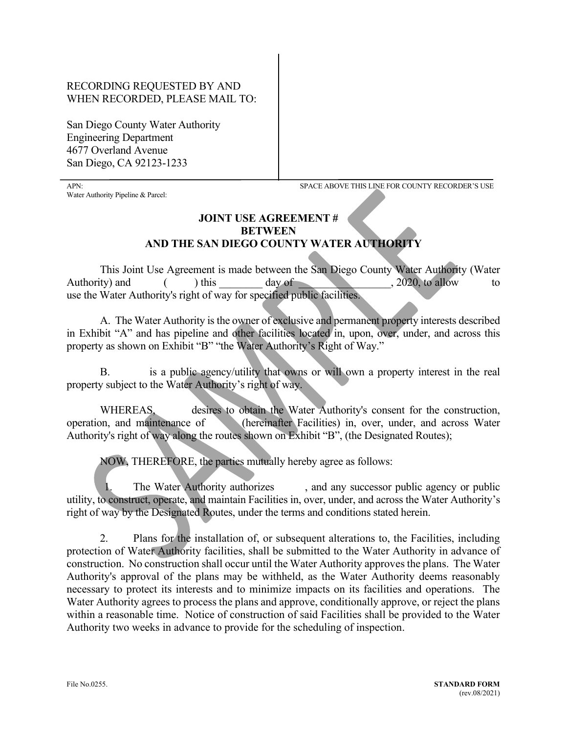RECORDING REQUESTED BY AND
WHEN RECORDED, PLEASE MAIL TO:

San Diego County Water Authority
Engineering Department
4677 Overland Avenue
San Diego, CA 92123-1233

APN:
Water Authority Pipeline & Parcel:

SPACE ABOVE THIS LINE FOR COUNTY RECORDER'S USE

**JOINT USE AGREEMENT #**
**BETWEEN**
**AND THE SAN DIEGO COUNTY WATER AUTHORITY**

This Joint Use Agreement is made between the San Diego County Water Authority (Water Authority) and ( ) this ________ day of _________________, 2020, to allow to use the Water Authority's right of way for specified public facilities.

A. The Water Authority is the owner of exclusive and permanent property interests described in Exhibit "A" and has pipeline and other facilities located in, upon, over, under, and across this property as shown on Exhibit "B" "the Water Authority's Right of Way."

B. is a public agency/utility that owns or will own a property interest in the real property subject to the Water Authority's right of way.

WHEREAS, desires to obtain the Water Authority's consent for the construction, operation, and maintenance of (hereinafter Facilities) in, over, under, and across Water Authority's right of way along the routes shown on Exhibit "B", (the Designated Routes);

NOW, THEREFORE, the parties mutually hereby agree as follows:

1. The Water Authority authorizes , and any successor public agency or public utility, to construct, operate, and maintain Facilities in, over, under, and across the Water Authority's right of way by the Designated Routes, under the terms and conditions stated herein.

2. Plans for the installation of, or subsequent alterations to, the Facilities, including protection of Water Authority facilities, shall be submitted to the Water Authority in advance of construction. No construction shall occur until the Water Authority approves the plans. The Water Authority's approval of the plans may be withheld, as the Water Authority deems reasonably necessary to protect its interests and to minimize impacts on its facilities and operations. The Water Authority agrees to process the plans and approve, conditionally approve, or reject the plans within a reasonable time. Notice of construction of said Facilities shall be provided to the Water Authority two weeks in advance to provide for the scheduling of inspection.

File No.0255.

**STANDARD FORM**
(rev.08/2021)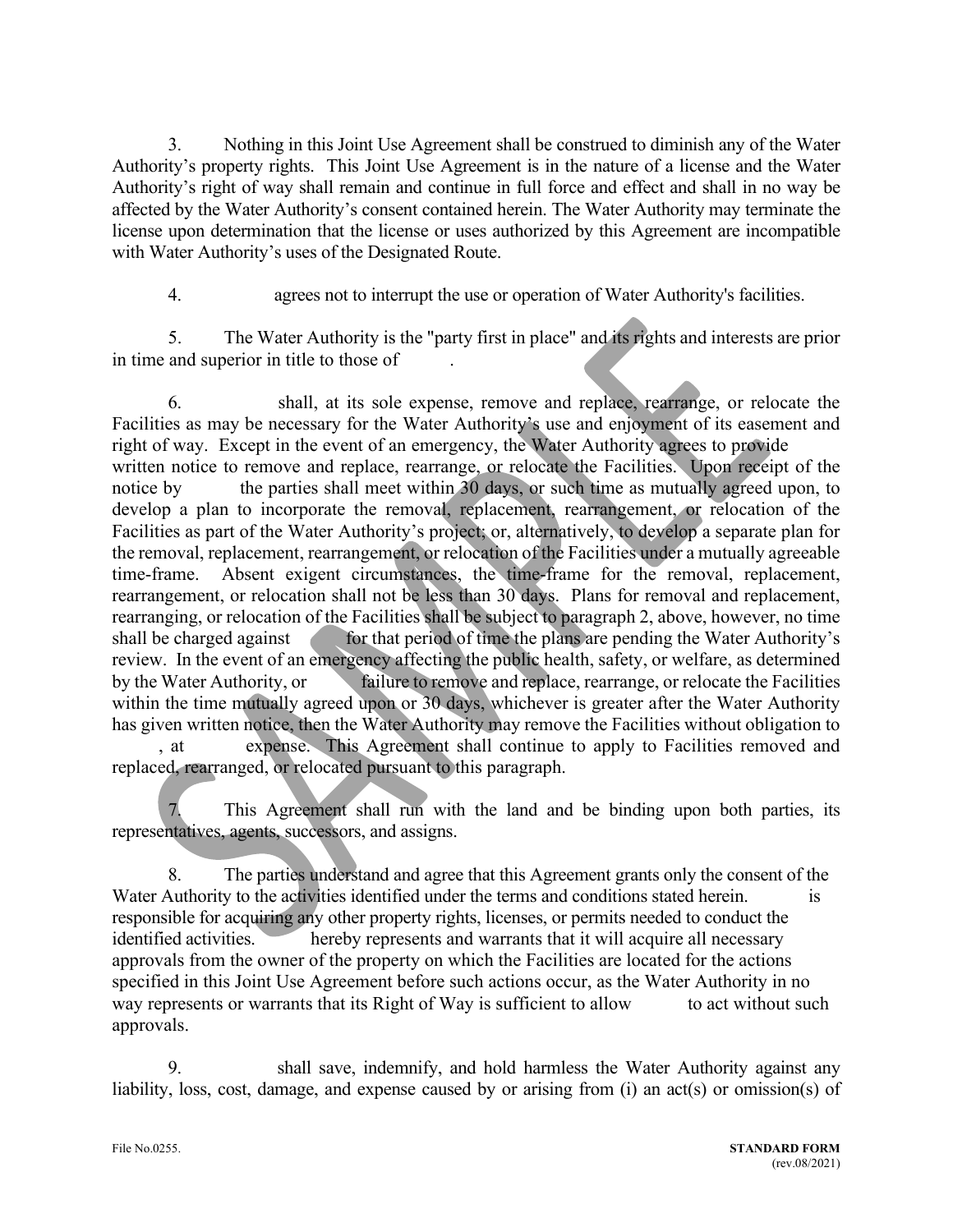3. Nothing in this Joint Use Agreement shall be construed to diminish any of the Water Authority's property rights. This Joint Use Agreement is in the nature of a license and the Water Authority's right of way shall remain and continue in full force and effect and shall in no way be affected by the Water Authority's consent contained herein. The Water Authority may terminate the license upon determination that the license or uses authorized by this Agreement are incompatible with Water Authority's uses of the Designated Route.

4. agrees not to interrupt the use or operation of Water Authority's facilities.

5. The Water Authority is the "party first in place" and its rights and interests are prior in time and superior in title to those of .

6. shall, at its sole expense, remove and replace, rearrange, or relocate the Facilities as may be necessary for the Water Authority's use and enjoyment of its easement and right of way. Except in the event of an emergency, the Water Authority agrees to provide written notice to remove and replace, rearrange, or relocate the Facilities. Upon receipt of the notice by the parties shall meet within 30 days, or such time as mutually agreed upon, to develop a plan to incorporate the removal, replacement, rearrangement, or relocation of the Facilities as part of the Water Authority's project; or, alternatively, to develop a separate plan for the removal, replacement, rearrangement, or relocation of the Facilities under a mutually agreeable time-frame. Absent exigent circumstances, the time-frame for the removal, replacement, rearrangement, or relocation shall not be less than 30 days. Plans for removal and replacement, rearranging, or relocation of the Facilities shall be subject to paragraph 2, above, however, no time shall be charged against for that period of time the plans are pending the Water Authority's review. In the event of an emergency affecting the public health, safety, or welfare, as determined by the Water Authority, or failure to remove and replace, rearrange, or relocate the Facilities within the time mutually agreed upon or 30 days, whichever is greater after the Water Authority has given written notice, then the Water Authority may remove the Facilities without obligation to , at expense. This Agreement shall continue to apply to Facilities removed and replaced, rearranged, or relocated pursuant to this paragraph.

7. This Agreement shall run with the land and be binding upon both parties, its representatives, agents, successors, and assigns.

8. The parties understand and agree that this Agreement grants only the consent of the Water Authority to the activities identified under the terms and conditions stated herein. is responsible for acquiring any other property rights, licenses, or permits needed to conduct the identified activities. hereby represents and warrants that it will acquire all necessary approvals from the owner of the property on which the Facilities are located for the actions specified in this Joint Use Agreement before such actions occur, as the Water Authority in no way represents or warrants that its Right of Way is sufficient to allow to act without such approvals.

9. shall save, indemnify, and hold harmless the Water Authority against any liability, loss, cost, damage, and expense caused by or arising from (i) an act(s) or omission(s) of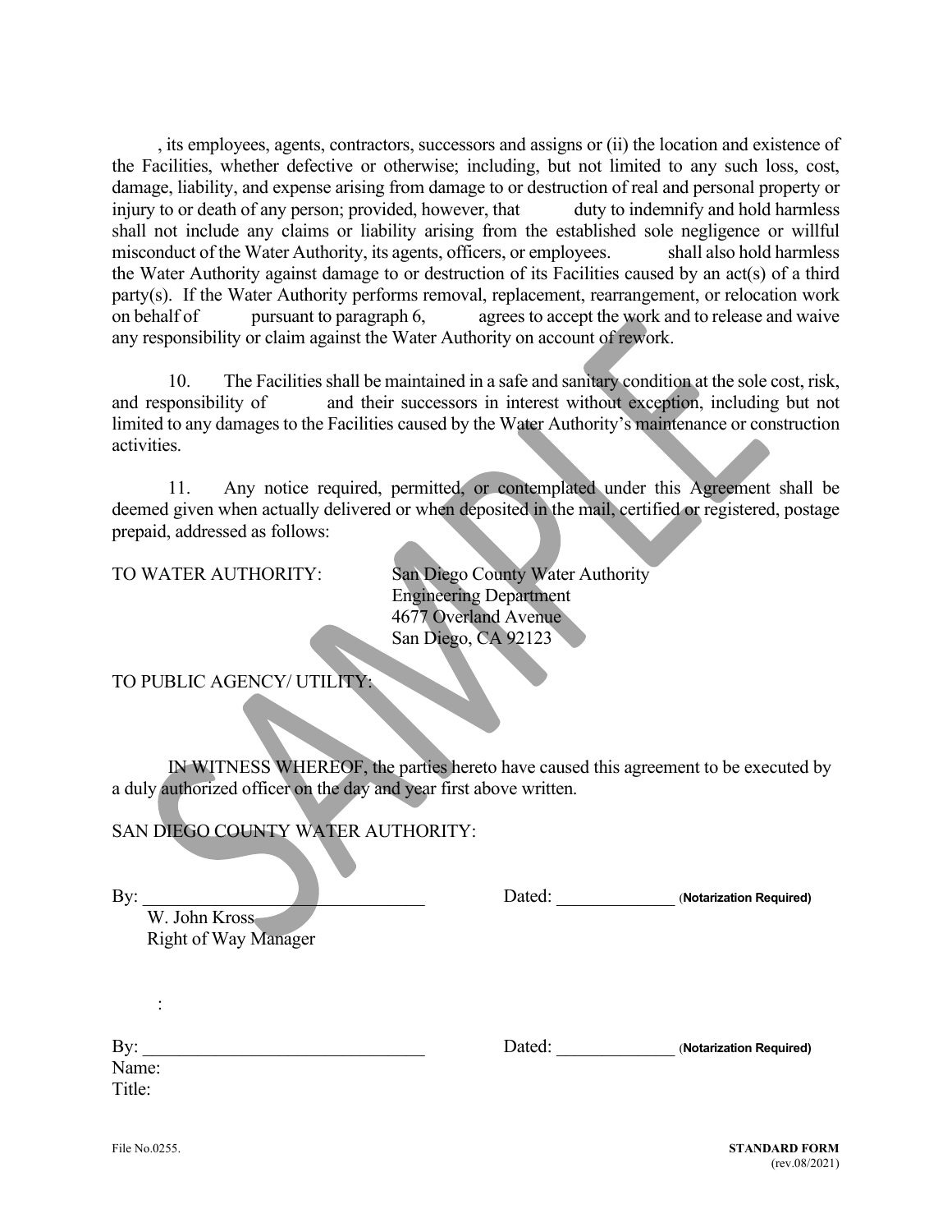, its employees, agents, contractors, successors and assigns or (ii) the location and existence of the Facilities, whether defective or otherwise; including, but not limited to any such loss, cost, damage, liability, and expense arising from damage to or destruction of real and personal property or injury to or death of any person; provided, however, that duty to indemnify and hold harmless shall not include any claims or liability arising from the established sole negligence or willful misconduct of the Water Authority, its agents, officers, or employees. shall also hold harmless the Water Authority against damage to or destruction of its Facilities caused by an act(s) of a third party(s). If the Water Authority performs removal, replacement, rearrangement, or relocation work on behalf of pursuant to paragraph 6, agrees to accept the work and to release and waive any responsibility or claim against the Water Authority on account of rework.

10. The Facilities shall be maintained in a safe and sanitary condition at the sole cost, risk, and responsibility of and their successors in interest without exception, including but not limited to any damages to the Facilities caused by the Water Authority's maintenance or construction activities.

11. Any notice required, permitted, or contemplated under this Agreement shall be deemed given when actually delivered or when deposited in the mail, certified or registered, postage prepaid, addressed as follows:

TO WATER AUTHORITY:

San Diego County Water Authority
Engineering Department
4677 Overland Avenue
San Diego, CA 92123

TO PUBLIC AGENCY/ UTILITY:

IN WITNESS WHEREOF, the parties hereto have caused this agreement to be executed by a duly authorized officer on the day and year first above written.

SAN DIEGO COUNTY WATER AUTHORITY:

By: _______________________________ Dated: _____________ (**Notarization Required**)
W. John Kross
Right of Way Manager

:

By: _______________________________ Dated: _____________ (**Notarization Required**)
Name:
Title:

File No.0255.

**STANDARD FORM**
(rev.08/2021)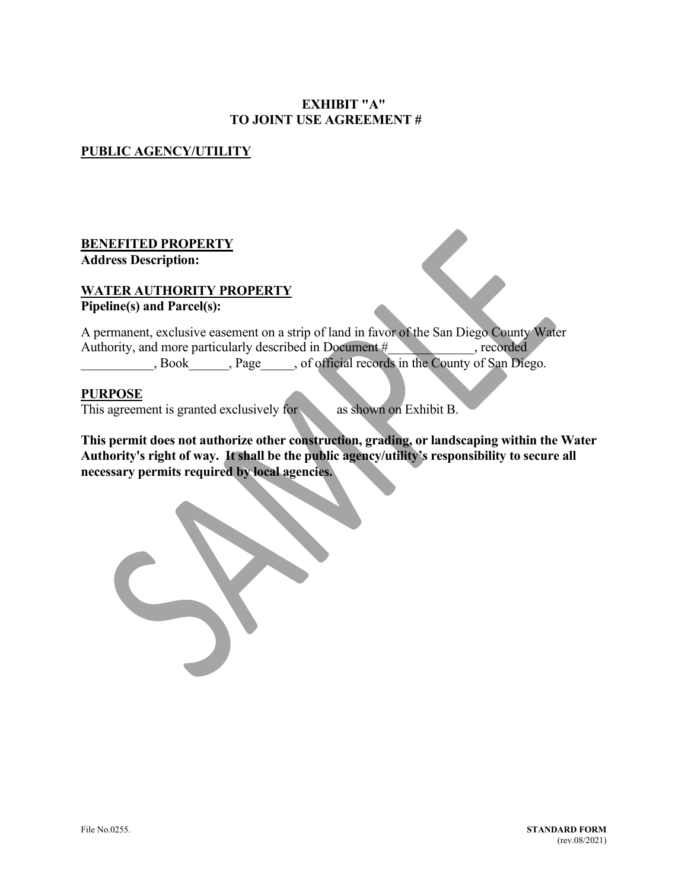**EXHIBIT "A"**
**TO JOINT USE AGREEMENT #**

**PUBLIC AGENCY/UTILITY**

**BENEFITED PROPERTY**
**Address Description:**

**WATER AUTHORITY PROPERTY**
**Pipeline(s) and Parcel(s):**

A permanent, exclusive easement on a strip of land in favor of the San Diego County Water Authority, and more particularly described in Document #_____________, recorded ___________, Book______, Page_____, of official records in the County of San Diego.

**PURPOSE**
This agreement is granted exclusively for as shown on Exhibit B.

**This permit does not authorize other construction, grading, or landscaping within the Water Authority's right of way. It shall be the public agency/utility's responsibility to secure all necessary permits required by local agencies.**

File No.0255.

**STANDARD FORM**
(rev.08/2021)